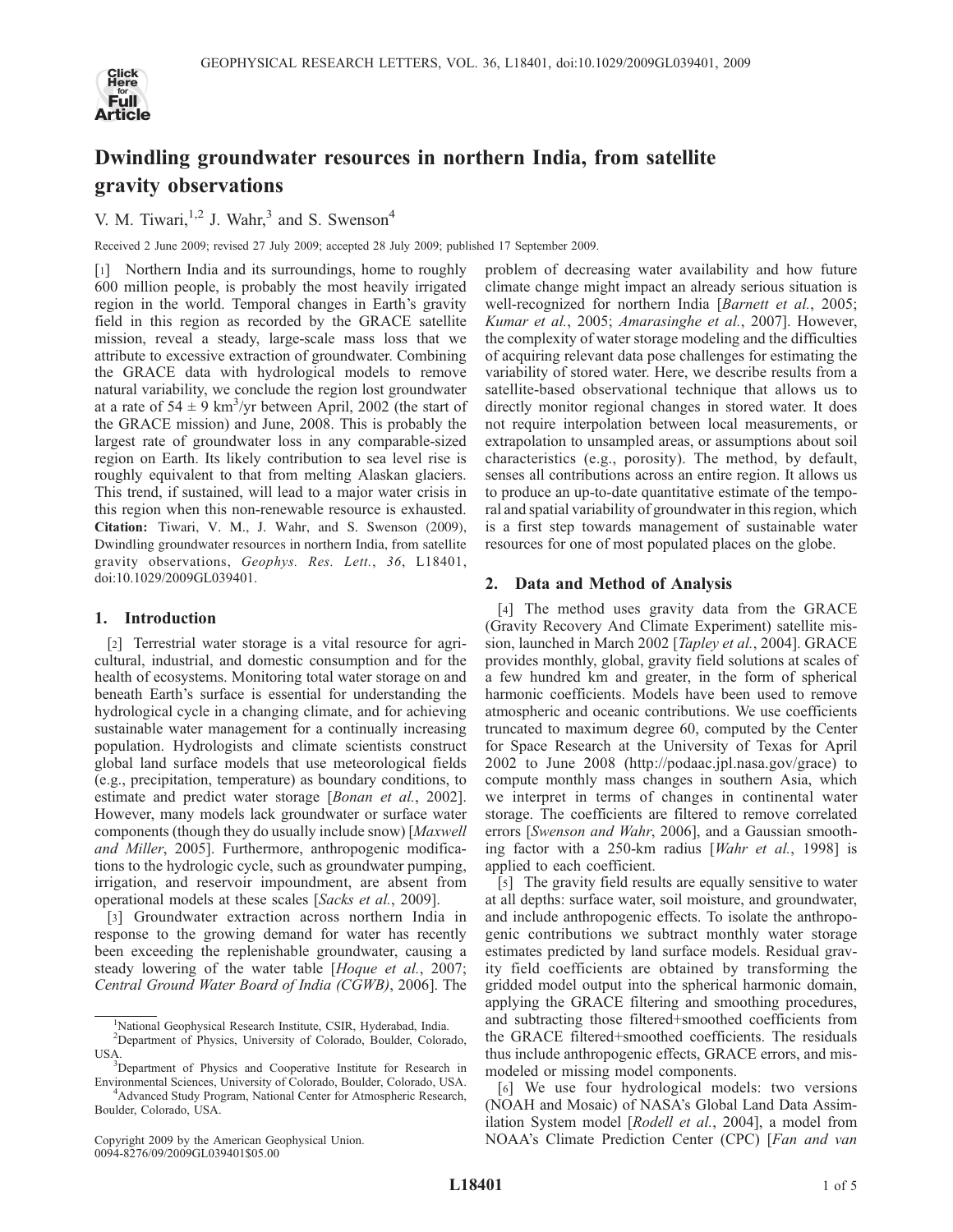# Dwindling groundwater resources in northern India, from satellite gravity observations

V. M. Tiwari,[1,2] J. Wahr,[3] and S. Swenson[4]

Received 2 June 2009; revised 27 July 2009; accepted 28 July 2009; published 17 September 2009.

[1] Northern India and its surroundings, home to roughly 600 million people, is probably the most heavily irrigated region in the world. Temporal changes in Earth's gravity field in this region as recorded by the GRACE satellite mission, reveal a steady, large-scale mass loss that we attribute to excessive extraction of groundwater. Combining the GRACE data with hydrological models to remove natural variability, we conclude the region lost groundwater at a rate of $54 \pm 9$ km$^3$/yr between April, 2002 (the start of the GRACE mission) and June, 2008. This is probably the largest rate of groundwater loss in any comparable-sized region on Earth. Its likely contribution to sea level rise is roughly equivalent to that from melting Alaskan glaciers. This trend, if sustained, will lead to a major water crisis in this region when this non-renewable resource is exhausted. **Citation:** Tiwari, V. M., J. Wahr, and S. Swenson (2009), Dwindling groundwater resources in northern India, from satellite gravity observations, *Geophys. Res. Lett.*, *36*, L18401, doi:10.1029/2009GL039401.

## 1. Introduction

[2] Terrestrial water storage is a vital resource for agricultural, industrial, and domestic consumption and for the health of ecosystems. Monitoring total water storage on and beneath Earth's surface is essential for understanding the hydrological cycle in a changing climate, and for achieving sustainable water management for a continually increasing population. Hydrologists and climate scientists construct global land surface models that use meteorological fields (e.g., precipitation, temperature) as boundary conditions, to estimate and predict water storage [*Bonan et al.*, 2002]. However, many models lack groundwater or surface water components (though they do usually include snow) [*Maxwell and Miller*, 2005]. Furthermore, anthropogenic modifications to the hydrologic cycle, such as groundwater pumping, irrigation, and reservoir impoundment, are absent from operational models at these scales [*Sacks et al.*, 2009].

[3] Groundwater extraction across northern India in response to the growing demand for water has recently been exceeding the replenishable groundwater, causing a steady lowering of the water table [*Hoque et al.*, 2007; *Central Ground Water Board of India (CGWB)*, 2006]. The problem of decreasing water availability and how future climate change might impact an already serious situation is well-recognized for northern India [*Barnett et al.*, 2005; *Kumar et al.*, 2005; *Amarasinghe et al.*, 2007]. However, the complexity of water storage modeling and the difficulties of acquiring relevant data pose challenges for estimating the variability of stored water. Here, we describe results from a satellite-based observational technique that allows us to directly monitor regional changes in stored water. It does not require interpolation between local measurements, or extrapolation to unsampled areas, or assumptions about soil characteristics (e.g., porosity). The method, by default, senses all contributions across an entire region. It allows us to produce an up-to-date quantitative estimate of the temporal and spatial variability of groundwater in this region, which is a first step towards management of sustainable water resources for one of most populated places on the globe.

## 2. Data and Method of Analysis

[4] The method uses gravity data from the GRACE (Gravity Recovery And Climate Experiment) satellite mission, launched in March 2002 [*Tapley et al.*, 2004]. GRACE provides monthly, global, gravity field solutions at scales of a few hundred km and greater, in the form of spherical harmonic coefficients. Models have been used to remove atmospheric and oceanic contributions. We use coefficients truncated to maximum degree 60, computed by the Center for Space Research at the University of Texas for April 2002 to June 2008 (http://podaac.jpl.nasa.gov/grace) to compute monthly mass changes in southern Asia, which we interpret in terms of changes in continental water storage. The coefficients are filtered to remove correlated errors [*Swenson and Wahr*, 2006], and a Gaussian smoothing factor with a 250-km radius [*Wahr et al.*, 1998] is applied to each coefficient.

[5] The gravity field results are equally sensitive to water at all depths: surface water, soil moisture, and groundwater, and include anthropogenic effects. To isolate the anthropogenic contributions we subtract monthly water storage estimates predicted by land surface models. Residual gravity field coefficients are obtained by transforming the gridded model output into the spherical harmonic domain, applying the GRACE filtering and smoothing procedures, and subtracting those filtered+smoothed coefficients from the GRACE filtered+smoothed coefficients. The residuals thus include anthropogenic effects, GRACE errors, and mismodeled or missing model components.

[6] We use four hydrological models: two versions (NOAH and Mosaic) of NASA's Global Land Data Assimilation System model [*Rodell et al.*, 2004], a model from NOAA's Climate Prediction Center (CPC) [*Fan and van*

---

[1]National Geophysical Research Institute, CSIR, Hyderabad, India.
[2]Department of Physics, University of Colorado, Boulder, Colorado, USA.
[3]Department of Physics and Cooperative Institute for Research in Environmental Sciences, University of Colorado, Boulder, Colorado, USA.
[4]Advanced Study Program, National Center for Atmospheric Research, Boulder, Colorado, USA.

Copyright 2009 by the American Geophysical Union.
0094-8276/09/2009GL039401$05.00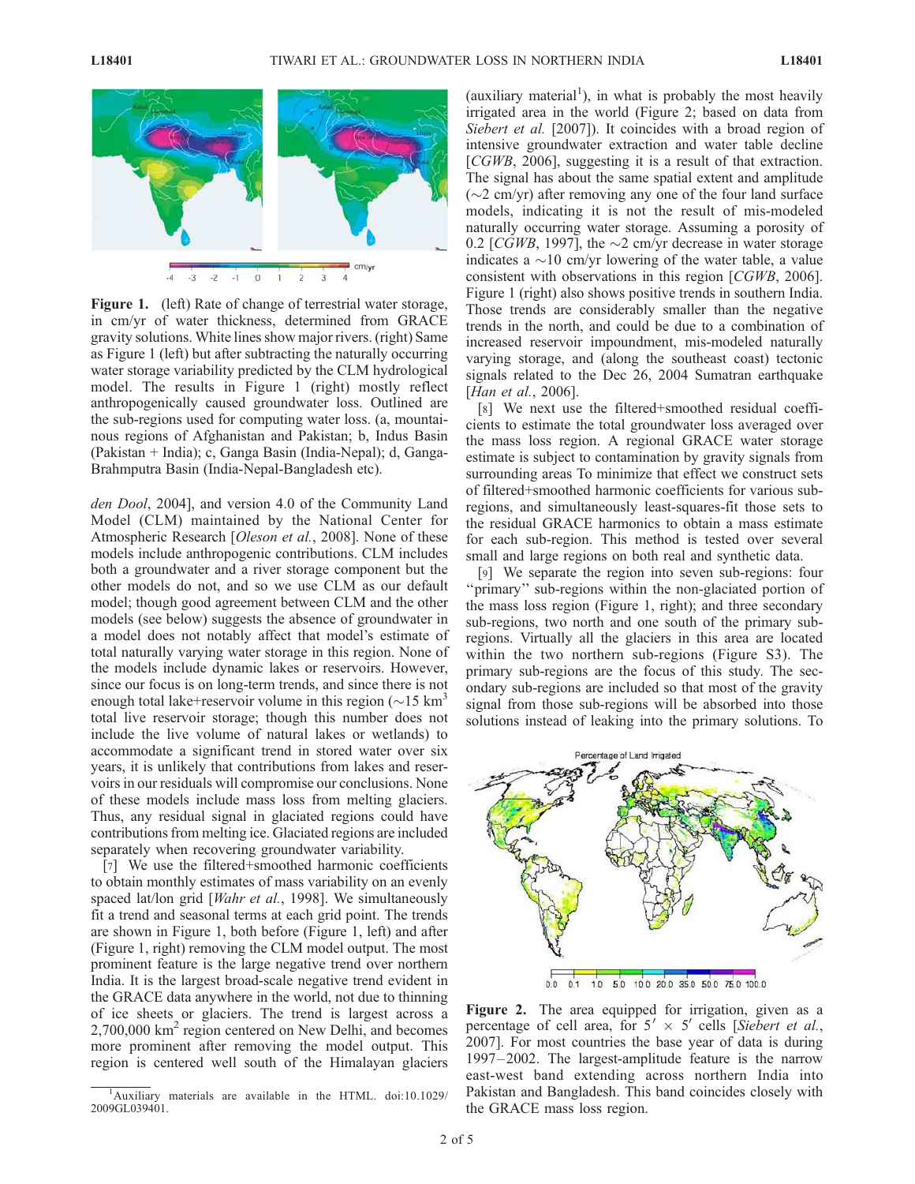**Figure 1.** (left) Rate of change of terrestrial water storage, in cm/yr of water thickness, determined from GRACE gravity solutions. White lines show major rivers. (right) Same as Figure 1 (left) but after subtracting the naturally occurring water storage variability predicted by the CLM hydrological model. The results in Figure 1 (right) mostly reflect anthropogenically caused groundwater loss. Outlined are the sub-regions used for computing water loss. (a, mountainous regions of Afghanistan and Pakistan; b, Indus Basin (Pakistan + India); c, Ganga Basin (India-Nepal); d, Ganga-Brahmputra Basin (India-Nepal-Bangladesh etc).

*den Dool*, 2004], and version 4.0 of the Community Land Model (CLM) maintained by the National Center for Atmospheric Research [*Oleson et al.*, 2008]. None of these models include anthropogenic contributions. CLM includes both a groundwater and a river storage component but the other models do not, and so we use CLM as our default model; though good agreement between CLM and the other models (see below) suggests the absence of groundwater in a model does not notably affect that model's estimate of total naturally varying water storage in this region. None of the models include dynamic lakes or reservoirs. However, since our focus is on long-term trends, and since there is not enough total lake+reservoir volume in this region (~15 km$^3$ total live reservoir storage; though this number does not include the live volume of natural lakes or wetlands) to accommodate a significant trend in stored water over six years, it is unlikely that contributions from lakes and reservoirs in our residuals will compromise our conclusions. None of these models include mass loss from melting glaciers. Thus, any residual signal in glaciated regions could have contributions from melting ice. Glaciated regions are included separately when recovering groundwater variability.

[7] We use the filtered+smoothed harmonic coefficients to obtain monthly estimates of mass variability on an evenly spaced lat/lon grid [*Wahr et al.*, 1998]. We simultaneously fit a trend and seasonal terms at each grid point. The trends are shown in Figure 1, both before (Figure 1, left) and after (Figure 1, right) removing the CLM model output. The most prominent feature is the large negative trend over northern India. It is the largest broad-scale negative trend evident in the GRACE data anywhere in the world, not due to thinning of ice sheets or glaciers. The trend is largest across a 2,700,000 km$^2$ region centered on New Delhi, and becomes more prominent after removing the model output. This region is centered well south of the Himalayan glaciers (auxiliary material[1]), in what is probably the most heavily irrigated area in the world (Figure 2; based on data from *Siebert et al.* [2007]). It coincides with a broad region of intensive groundwater extraction and water table decline [*CGWB*, 2006], suggesting it is a result of that extraction. The signal has about the same spatial extent and amplitude (~2 cm/yr) after removing any one of the four land surface models, indicating it is not the result of mis-modeled naturally occurring water storage. Assuming a porosity of 0.2 [*CGWB*, 1997], the ~2 cm/yr decrease in water storage indicates a ~10 cm/yr lowering of the water table, a value consistent with observations in this region [*CGWB*, 2006]. Figure 1 (right) also shows positive trends in southern India. Those trends are considerably smaller than the negative trends in the north, and could be due to a combination of increased reservoir impoundment, mis-modeled naturally varying storage, and (along the southeast coast) tectonic signals related to the Dec 26, 2004 Sumatran earthquake [*Han et al.*, 2006].

[8] We next use the filtered+smoothed residual coefficients to estimate the total groundwater loss averaged over the mass loss region. A regional GRACE water storage estimate is subject to contamination by gravity signals from surrounding areas To minimize that effect we construct sets of filtered+smoothed harmonic coefficients for various sub-regions, and simultaneously least-squares-fit those sets to the residual GRACE harmonics to obtain a mass estimate for each sub-region. This method is tested over several small and large regions on both real and synthetic data.

[9] We separate the region into seven sub-regions: four "primary" sub-regions within the non-glaciated portion of the mass loss region (Figure 1, right); and three secondary sub-regions, two north and one south of the primary sub-regions. Virtually all the glaciers in this area are located within the two northern sub-regions (Figure S3). The primary sub-regions are the focus of this study. The secondary sub-regions are included so that most of the gravity signal from those sub-regions will be absorbed into those solutions instead of leaking into the primary solutions. To

**Figure 2.** The area equipped for irrigation, given as a percentage of cell area, for 5′ × 5′ cells [*Siebert et al.*, 2007]. For most countries the base year of data is during 1997–2002. The largest-amplitude feature is the narrow east-west band extending across northern India into Pakistan and Bangladesh. This band coincides closely with the GRACE mass loss region.

[1] Auxiliary materials are available in the HTML. doi:10.1029/2009GL039401.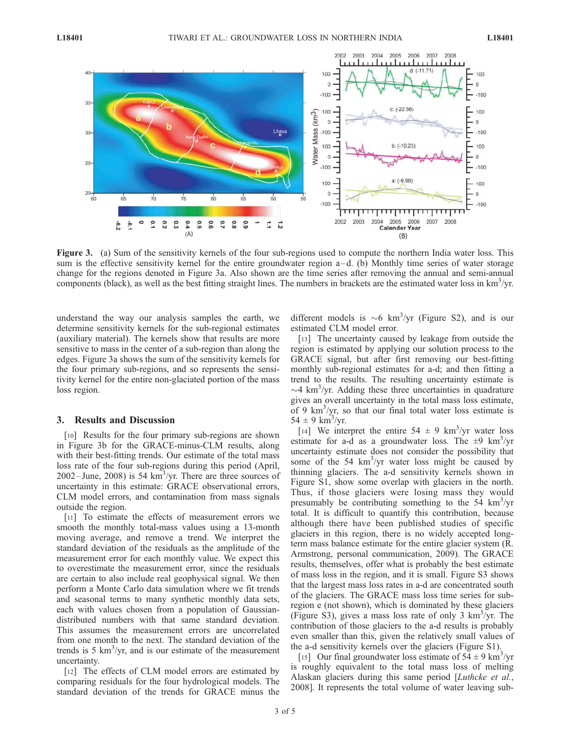**Figure 3.** (a) Sum of the sensitivity kernels of the four sub-regions used to compute the northern India water loss. This sum is the effective sensitivity kernel for the entire groundwater region a–d. (b) Monthly time series of water storage change for the regions denoted in Figure 3a. Also shown are the time series after removing the annual and semi-annual components (black), as well as the best fitting straight lines. The numbers in brackets are the estimated water loss in km$^3$/yr.

understand the way our analysis samples the earth, we determine sensitivity kernels for the sub-regional estimates (auxiliary material). The kernels show that results are more sensitive to mass in the center of a sub-region than along the edges. Figure 3a shows the sum of the sensitivity kernels for the four primary sub-regions, and so represents the sensitivity kernel for the entire non-glaciated portion of the mass loss region.

## 3. Results and Discussion

[10] Results for the four primary sub-regions are shown in Figure 3b for the GRACE-minus-CLM results, along with their best-fitting trends. Our estimate of the total mass loss rate of the four sub-regions during this period (April, 2002–June, 2008) is 54 km$^3$/yr. There are three sources of uncertainty in this estimate: GRACE observational errors, CLM model errors, and contamination from mass signals outside the region.

[11] To estimate the effects of measurement errors we smooth the monthly total-mass values using a 13-month moving average, and remove a trend. We interpret the standard deviation of the residuals as the amplitude of the measurement error for each monthly value. We expect this to overestimate the measurement error, since the residuals are certain to also include real geophysical signal. We then perform a Monte Carlo data simulation where we fit trends and seasonal terms to many synthetic monthly data sets, each with values chosen from a population of Gaussian-distributed numbers with that same standard deviation. This assumes the measurement errors are uncorrelated from one month to the next. The standard deviation of the trends is 5 km$^3$/yr, and is our estimate of the measurement uncertainty.

[12] The effects of CLM model errors are estimated by comparing residuals for the four hydrological models. The standard deviation of the trends for GRACE minus the different models is ~6 km$^3$/yr (Figure S2), and is our estimated CLM model error.

[13] The uncertainty caused by leakage from outside the region is estimated by applying our solution process to the GRACE signal, but after first removing our best-fitting monthly sub-regional estimates for a-d; and then fitting a trend to the results. The resulting uncertainty estimate is ~4 km$^3$/yr. Adding these three uncertainties in quadrature gives an overall uncertainty in the total mass loss estimate, of 9 km$^3$/yr, so that our final total water loss estimate is 54 ± 9 km$^3$/yr.

[14] We interpret the entire 54 ± 9 km$^3$/yr water loss estimate for a-d as a groundwater loss. The ±9 km$^3$/yr uncertainty estimate does not consider the possibility that some of the 54 km$^3$/yr water loss might be caused by thinning glaciers. The a-d sensitivity kernels shown in Figure S1, show some overlap with glaciers in the north. Thus, if those glaciers were losing mass they would presumably be contributing something to the 54 km$^3$/yr total. It is difficult to quantify this contribution, because although there have been published studies of specific glaciers in this region, there is no widely accepted long-term mass balance estimate for the entire glacier system (R. Armstrong, personal communication, 2009). The GRACE results, themselves, offer what is probably the best estimate of mass loss in the region, and it is small. Figure S3 shows that the largest mass loss rates in a-d are concentrated south of the glaciers. The GRACE mass loss time series for sub-region e (not shown), which is dominated by these glaciers (Figure S3), gives a mass loss rate of only 3 km$^3$/yr. The contribution of those glaciers to the a-d results is probably even smaller than this, given the relatively small values of the a-d sensitivity kernels over the glaciers (Figure S1).

[15] Our final groundwater loss estimate of 54 ± 9 km$^3$/yr is roughly equivalent to the total mass loss of melting Alaskan glaciers during this same period [*Luthcke et al.*, 2008]. It represents the total volume of water leaving sub-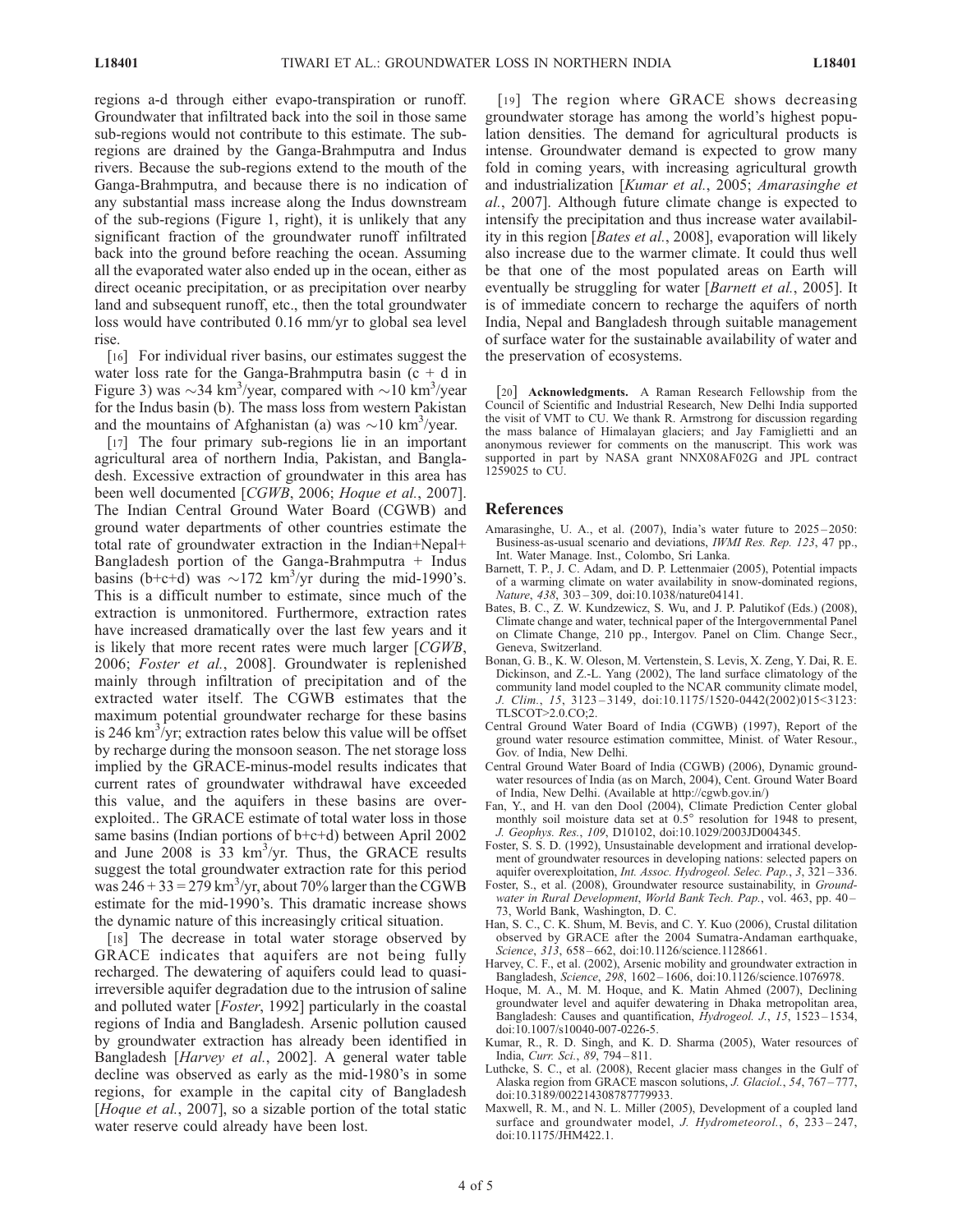regions a-d through either evapo-transpiration or runoff. Groundwater that infiltrated back into the soil in those same sub-regions would not contribute to this estimate. The sub-regions are drained by the Ganga-Brahmputra and Indus rivers. Because the sub-regions extend to the mouth of the Ganga-Brahmputra, and because there is no indication of any substantial mass increase along the Indus downstream of the sub-regions (Figure 1, right), it is unlikely that any significant fraction of the groundwater runoff infiltrated back into the ground before reaching the ocean. Assuming all the evaporated water also ended up in the ocean, either as direct oceanic precipitation, or as precipitation over nearby land and subsequent runoff, etc., then the total groundwater loss would have contributed 0.16 mm/yr to global sea level rise.

[16] For individual river basins, our estimates suggest the water loss rate for the Ganga-Brahmputra basin (c + d in Figure 3) was $\sim$34 $km^3$/year, compared with $\sim$10 $km^3$/year for the Indus basin (b). The mass loss from western Pakistan and the mountains of Afghanistan (a) was $\sim$10 $km^3$/year.

[17] The four primary sub-regions lie in an important agricultural area of northern India, Pakistan, and Bangladesh. Excessive extraction of groundwater in this area has been well documented [*CGWB*, 2006; *Hoque et al.*, 2007]. The Indian Central Ground Water Board (CGWB) and ground water departments of other countries estimate the total rate of groundwater extraction in the Indian+Nepal+Bangladesh portion of the Ganga-Brahmputra + Indus basins (b+c+d) was $\sim$172 $km^3$/yr during the mid-1990's. This is a difficult number to estimate, since much of the extraction is unmonitored. Furthermore, extraction rates have increased dramatically over the last few years and it is likely that more recent rates were much larger [*CGWB*, 2006; *Foster et al.*, 2008]. Groundwater is replenished mainly through infiltration of precipitation and of the extracted water itself. The CGWB estimates that the maximum potential groundwater recharge for these basins is 246 $km^3$/yr; extraction rates below this value will be offset by recharge during the monsoon season. The net storage loss implied by the GRACE-minus-model results indicates that current rates of groundwater withdrawal have exceeded this value, and the aquifers in these basins are over-exploited.. The GRACE estimate of total water loss in those same basins (Indian portions of b+c+d) between April 2002 and June 2008 is 33 $km^3$/yr. Thus, the GRACE results suggest the total groundwater extraction rate for this period was $246 + 33 = 279$ $km^3$/yr, about 70% larger than the CGWB estimate for the mid-1990's. This dramatic increase shows the dynamic nature of this increasingly critical situation.

[18] The decrease in total water storage observed by GRACE indicates that aquifers are not being fully recharged. The dewatering of aquifers could lead to quasi-irreversible aquifer degradation due to the intrusion of saline and polluted water [*Foster*, 1992] particularly in the coastal regions of India and Bangladesh. Arsenic pollution caused by groundwater extraction has already been identified in Bangladesh [*Harvey et al.*, 2002]. A general water table decline was observed as early as the mid-1980's in some regions, for example in the capital city of Bangladesh [*Hoque et al.*, 2007], so a sizable portion of the total static water reserve could already have been lost.

[19] The region where GRACE shows decreasing groundwater storage has among the world's highest population densities. The demand for agricultural products is intense. Groundwater demand is expected to grow many fold in coming years, with increasing agricultural growth and industrialization [*Kumar et al.*, 2005; *Amarasinghe et al.*, 2007]. Although future climate change is expected to intensify the precipitation and thus increase water availability in this region [*Bates et al.*, 2008], evaporation will likely also increase due to the warmer climate. It could thus well be that one of the most populated areas on Earth will eventually be struggling for water [*Barnett et al.*, 2005]. It is of immediate concern to recharge the aquifers of north India, Nepal and Bangladesh through suitable management of surface water for the sustainable availability of water and the preservation of ecosystems.

[20] **Acknowledgments.** A Raman Research Fellowship from the Council of Scientific and Industrial Research, New Delhi India supported the visit of VMT to CU. We thank R. Armstrong for discussion regarding the mass balance of Himalayan glaciers; and Jay Famiglietti and an anonymous reviewer for comments on the manuscript. This work was supported in part by NASA grant NNX08AF02G and JPL contract 1259025 to CU.

## References

Amarasinghe, U. A., et al. (2007), India's water future to 2025–2050: Business-as-usual scenario and deviations, *IWMI Res. Rep. 123*, 47 pp., Int. Water Manage. Inst., Colombo, Sri Lanka.

Barnett, T. P., J. C. Adam, and D. P. Lettenmaier (2005), Potential impacts of a warming climate on water availability in snow-dominated regions, *Nature*, *438*, 303–309, doi:10.1038/nature04141.

Bates, B. C., Z. W. Kundzewicz, S. Wu, and J. P. Palutikof (Eds.) (2008), Climate change and water, technical paper of the Intergovernmental Panel on Climate Change, 210 pp., Intergov. Panel on Clim. Change Secr., Geneva, Switzerland.

Bonan, G. B., K. W. Oleson, M. Vertenstein, S. Levis, X. Zeng, Y. Dai, R. E. Dickinson, and Z.-L. Yang (2002), The land surface climatology of the community land model coupled to the NCAR community climate model, *J. Clim.*, *15*, 3123–3149, doi:10.1175/1520-0442(2002)015<3123:TLSCOT>2.0.CO;2.

Central Ground Water Board of India (CGWB) (1997), Report of the ground water resource estimation committee, Minist. of Water Resour., Gov. of India, New Delhi.

Central Ground Water Board of India (CGWB) (2006), Dynamic groundwater resources of India (as on March, 2004), Cent. Ground Water Board of India, New Delhi. (Available at http://cgwb.gov.in/)

Fan, Y., and H. van den Dool (2004), Climate Prediction Center global monthly soil moisture data set at 0.5° resolution for 1948 to present, *J. Geophys. Res.*, *109*, D10102, doi:10.1029/2003JD004345.

Foster, S. S. D. (1992), Unsustainable development and irrational development of groundwater resources in developing nations: selected papers on aquifer overexploitation, *Int. Assoc. Hydrogeol. Selec. Pap.*, *3*, 321–336.

Foster, S., et al. (2008), Groundwater resource sustainability, in *Groundwater in Rural Development*, *World Bank Tech. Pap.*, vol. 463, pp. 40–73, World Bank, Washington, D. C.

Han, S. C., C. K. Shum, M. Bevis, and C. Y. Kuo (2006), Crustal dilitation observed by GRACE after the 2004 Sumatra-Andaman earthquake, *Science*, *313*, 658–662, doi:10.1126/science.1128661.

Harvey, C. F., et al. (2002), Arsenic mobility and groundwater extraction in Bangladesh, *Science*, *298*, 1602–1606, doi:10.1126/science.1076978.

Hoque, M. A., M. M. Hoque, and K. Matin Ahmed (2007), Declining groundwater level and aquifer dewatering in Dhaka metropolitan area, Bangladesh: Causes and quantification, *Hydrogeol. J.*, *15*, 1523–1534, doi:10.1007/s10040-007-0226-5.

Kumar, R., R. D. Singh, and K. D. Sharma (2005), Water resources of India, *Curr. Sci.*, *89*, 794–811.

Luthcke, S. C., et al. (2008), Recent glacier mass changes in the Gulf of Alaska region from GRACE mascon solutions, *J. Glaciol.*, *54*, 767–777, doi:10.3189/002214308787779933.

Maxwell, R. M., and N. L. Miller (2005), Development of a coupled land surface and groundwater model, *J. Hydrometeorol.*, *6*, 233–247, doi:10.1175/JHM422.1.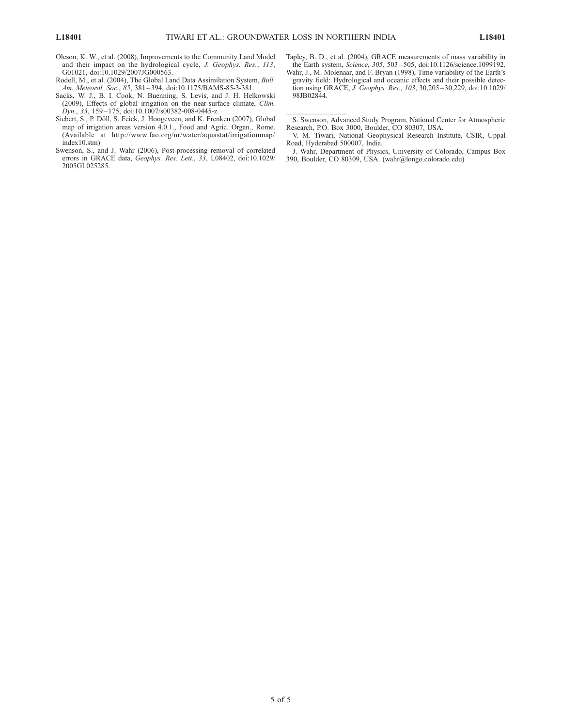Oleson, K. W., et al. (2008), Improvements to the Community Land Model and their impact on the hydrological cycle, *J. Geophys. Res.*, *113*, G01021, doi:10.1029/2007JG000563.

Rodell, M., et al. (2004), The Global Land Data Assimilation System, *Bull. Am. Meteorol. Soc.*, *85*, 381–394, doi:10.1175/BAMS-85-3-381.

Sacks, W. J., B. I. Cook, N. Buenning, S. Levis, and J. H. Helkowski (2009), Effects of global irrigation on the near-surface climate, *Clim. Dyn.*, *33*, 159–175, doi:10.1007/s00382-008-0445-z.

Siebert, S., P. Döll, S. Feick, J. Hoogeveen, and K. Frenken (2007), Global map of irrigation areas version 4.0.1., Food and Agric. Organ., Rome. (Available at http://www.fao.org/nr/water/aquastat/irrigationmap/index10.stm)

Swenson, S., and J. Wahr (2006), Post-processing removal of correlated errors in GRACE data, *Geophys. Res. Lett.*, *33*, L08402, doi:10.1029/2005GL025285.

Tapley, B. D., et al. (2004), GRACE measurements of mass variability in the Earth system, *Science*, *305*, 503–505, doi:10.1126/science.1099192.

Wahr, J., M. Molenaar, and F. Bryan (1998), Time variability of the Earth's gravity field: Hydrological and oceanic effects and their possible detection using GRACE, *J. Geophys. Res.*, *103*, 30,205–30,229, doi:10.1029/98JB02844.

---

S. Swenson, Advanced Study Program, National Center for Atmospheric Research, P.O. Box 3000, Boulder, CO 80307, USA.

V. M. Tiwari, National Geophysical Research Institute, CSIR, Uppal Road, Hyderabad 500007, India.

J. Wahr, Department of Physics, University of Colorado, Campus Box 390, Boulder, CO 80309, USA. (wahr@longo.colorado.edu)